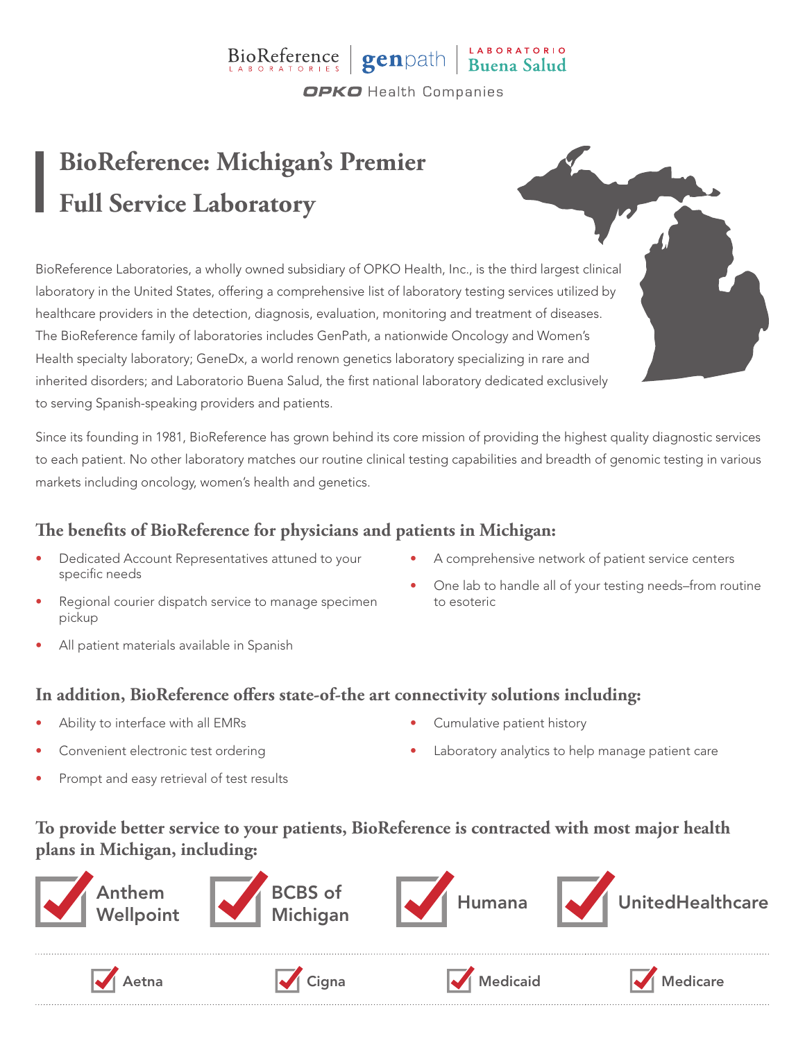BioReference LABORATORIES | genpath | LABORATORIO Buena Salud

OPKO Health Companies

# BioReference: Michigan's Premier Full Service Laboratory

BioReference Laboratories, a wholly owned subsidiary of OPKO Health, Inc., is the third largest clinical laboratory in the United States, offering a comprehensive list of laboratory testing services utilized by healthcare providers in the detection, diagnosis, evaluation, monitoring and treatment of diseases. The BioReference family of laboratories includes GenPath, a nationwide Oncology and Women's Health specialty laboratory; GeneDx, a world renown genetics laboratory specializing in rare and inherited disorders; and Laboratorio Buena Salud, the first national laboratory dedicated exclusively to serving Spanish-speaking providers and patients.

Since its founding in 1981, BioReference has grown behind its core mission of providing the highest quality diagnostic services to each patient. No other laboratory matches our routine clinical testing capabilities and breadth of genomic testing in various markets including oncology, women's health and genetics.

## The benefits of BioReference for physicians and patients in Michigan:

- Dedicated Account Representatives attuned to your specific needs
- Regional courier dispatch service to manage specimen pickup
- All patient materials available in Spanish
- A comprehensive network of patient service centers
- One lab to handle all of your testing needs–from routine to esoteric

## In addition, BioReference offers state-of-the art connectivity solutions including:

- Ability to interface with all EMRs
- Convenient electronic test ordering
- Prompt and easy retrieval of test results
- Cumulative patient history
- Laboratory analytics to help manage patient care

## To provide better service to your patients, BioReference is contracted with most major health plans in Michigan, including:

- ☑ Anthem Wellpoint
- ☑ BCBS of Michigan
- ☑ Humana
- ☑ UnitedHealthcare
- ☑ Aetna
- ☑ Cigna
- ☑ Medicaid
- ☑ Medicare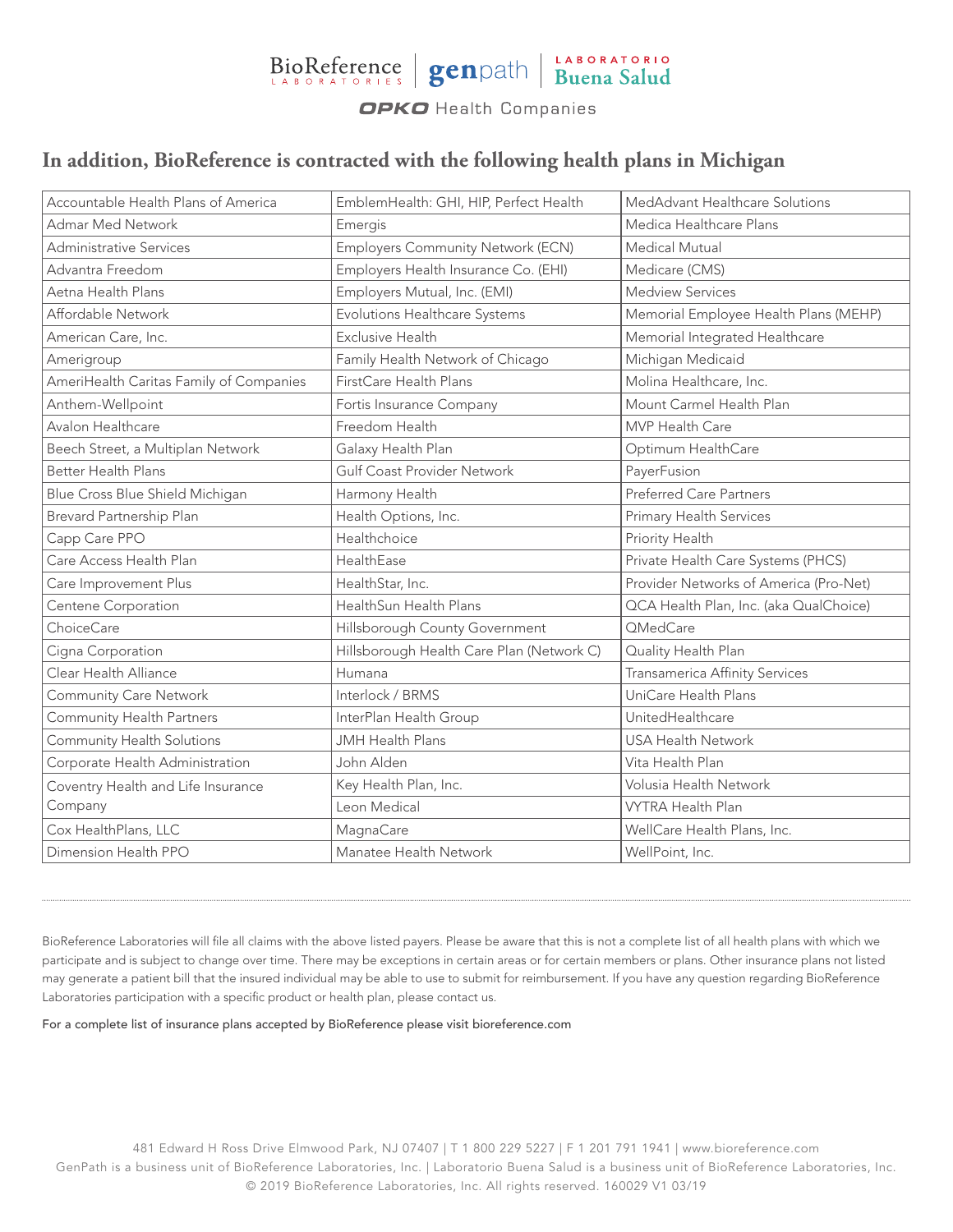BioReference LABORATORIES | genpath | LABORATORIO Buena Salud

OPKO Health Companies

## In addition, BioReference is contracted with the following health plans in Michigan

| | | |
|---|---|---|
| Accountable Health Plans of America | EmblemHealth: GHI, HIP, Perfect Health | MedAdvant Healthcare Solutions |
| Admar Med Network | Emergis | Medica Healthcare Plans |
| Administrative Services | Employers Community Network (ECN) | Medical Mutual |
| Advantra Freedom | Employers Health Insurance Co. (EHI) | Medicare (CMS) |
| Aetna Health Plans | Employers Mutual, Inc. (EMI) | Medview Services |
| Affordable Network | Evolutions Healthcare Systems | Memorial Employee Health Plans (MEHP) |
| American Care, Inc. | Exclusive Health | Memorial Integrated Healthcare |
| Amerigroup | Family Health Network of Chicago | Michigan Medicaid |
| AmeriHealth Caritas Family of Companies | FirstCare Health Plans | Molina Healthcare, Inc. |
| Anthem-Wellpoint | Fortis Insurance Company | Mount Carmel Health Plan |
| Avalon Healthcare | Freedom Health | MVP Health Care |
| Beech Street, a Multiplan Network | Galaxy Health Plan | Optimum HealthCare |
| Better Health Plans | Gulf Coast Provider Network | PayerFusion |
| Blue Cross Blue Shield Michigan | Harmony Health | Preferred Care Partners |
| Brevard Partnership Plan | Health Options, Inc. | Primary Health Services |
| Capp Care PPO | Healthchoice | Priority Health |
| Care Access Health Plan | HealthEase | Private Health Care Systems (PHCS) |
| Care Improvement Plus | HealthStar, Inc. | Provider Networks of America (Pro-Net) |
| Centene Corporation | HealthSun Health Plans | QCA Health Plan, Inc. (aka QualChoice) |
| ChoiceCare | Hillsborough County Government | QMedCare |
| Cigna Corporation | Hillsborough Health Care Plan (Network C) | Quality Health Plan |
| Clear Health Alliance | Humana | Transamerica Affinity Services |
| Community Care Network | Interlock / BRMS | UniCare Health Plans |
| Community Health Partners | InterPlan Health Group | UnitedHealthcare |
| Community Health Solutions | JMH Health Plans | USA Health Network |
| Corporate Health Administration | John Alden | Vita Health Plan |
| Coventry Health and Life Insurance Company | Key Health Plan, Inc. | Volusia Health Network |
| | Leon Medical | VYTRA Health Plan |
| Cox HealthPlans, LLC | MagnaCare | WellCare Health Plans, Inc. |
| Dimension Health PPO | Manatee Health Network | WellPoint, Inc. |

BioReference Laboratories will file all claims with the above listed payers. Please be aware that this is not a complete list of all health plans with which we participate and is subject to change over time. There may be exceptions in certain areas or for certain members or plans. Other insurance plans not listed may generate a patient bill that the insured individual may be able to use to submit for reimbursement. If you have any question regarding BioReference Laboratories participation with a specific product or health plan, please contact us.

For a complete list of insurance plans accepted by BioReference please visit bioreference.com

481 Edward H Ross Drive Elmwood Park, NJ 07407 | T 1 800 229 5227 | F 1 201 791 1941 | www.bioreference.com
GenPath is a business unit of BioReference Laboratories, Inc. | Laboratorio Buena Salud is a business unit of BioReference Laboratories, Inc.
© 2019 BioReference Laboratories, Inc. All rights reserved. 160029 V1 03/19